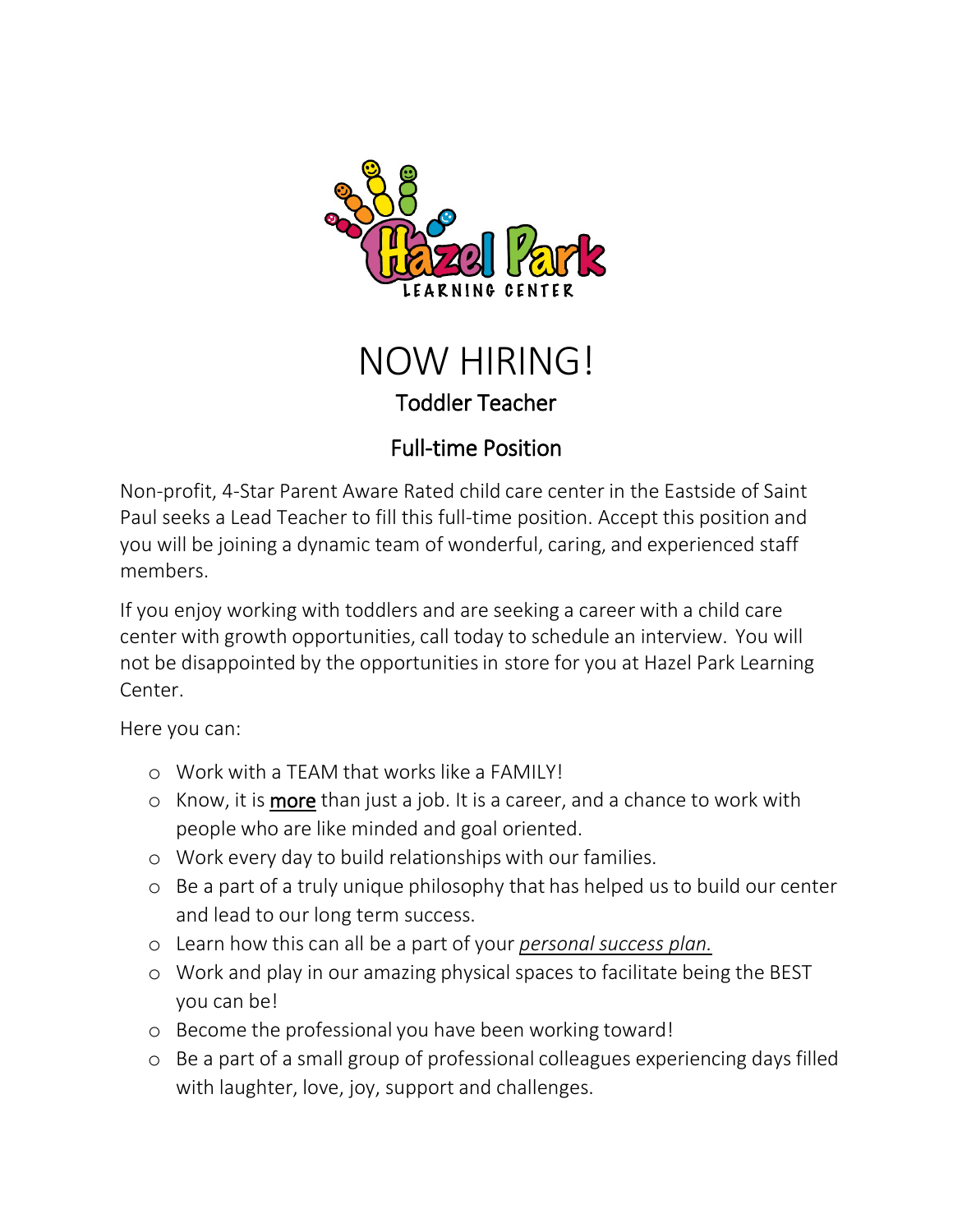Hazel Park

LEARNING CENTER

# NOW HIRING!

## Toddler Teacher

## Full-time Position

Non-profit, 4-Star Parent Aware Rated child care center in the Eastside of Saint Paul seeks a Lead Teacher to fill this full-time position. Accept this position and you will be joining a dynamic team of wonderful, caring, and experienced staff members.

If you enjoy working with toddlers and are seeking a career with a child care center with growth opportunities, call today to schedule an interview. You will not be disappointed by the opportunities in store for you at Hazel Park Learning Center.

Here you can:

- Work with a TEAM that works like a FAMILY!
- Know, it is <u>**more**</u> than just a job. It is a career, and a chance to work with people who are like minded and goal oriented.
- Work every day to build relationships with our families.
- Be a part of a truly unique philosophy that has helped us to build our center and lead to our long term success.
- Learn how this can all be a part of your <u>*personal success plan.*</u>
- Work and play in our amazing physical spaces to facilitate being the BEST you can be!
- Become the professional you have been working toward!
- Be a part of a small group of professional colleagues experiencing days filled with laughter, love, joy, support and challenges.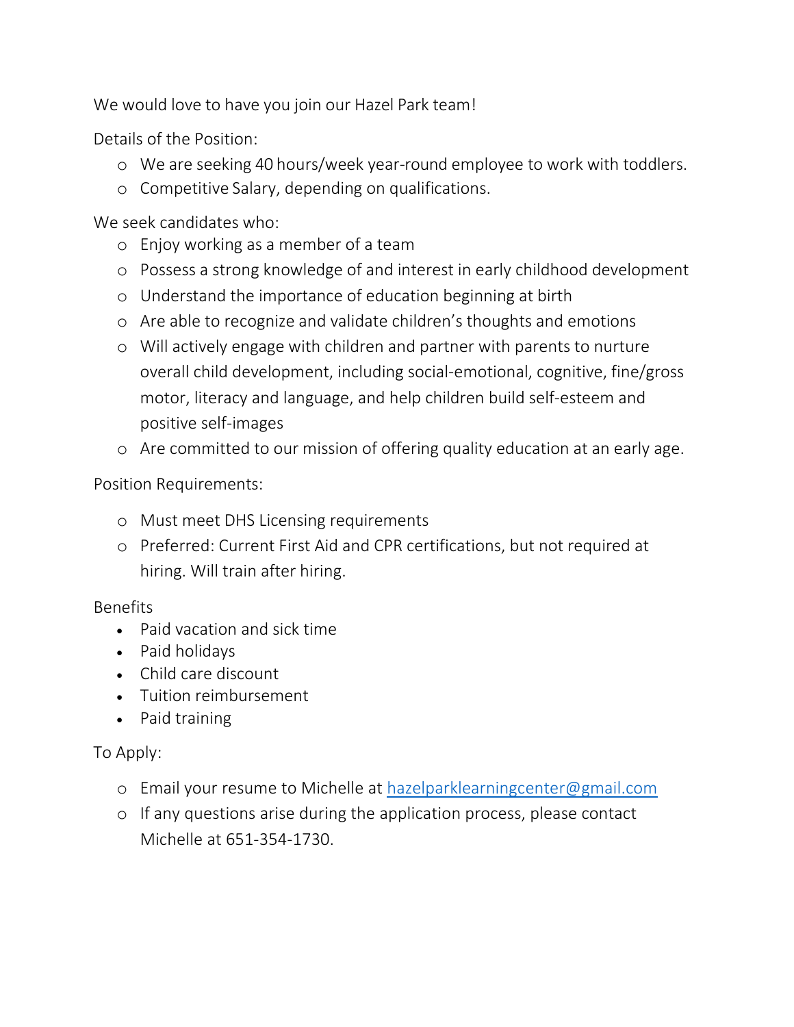We would love to have you join our Hazel Park team!

Details of the Position:

- We are seeking 40 hours/week year-round employee to work with toddlers.
- Competitive Salary, depending on qualifications.

We seek candidates who:

- Enjoy working as a member of a team
- Possess a strong knowledge of and interest in early childhood development
- Understand the importance of education beginning at birth
- Are able to recognize and validate children's thoughts and emotions
- Will actively engage with children and partner with parents to nurture overall child development, including social-emotional, cognitive, fine/gross motor, literacy and language, and help children build self-esteem and positive self-images
- Are committed to our mission of offering quality education at an early age.

Position Requirements:

- Must meet DHS Licensing requirements
- Preferred: Current First Aid and CPR certifications, but not required at hiring. Will train after hiring.

Benefits

- Paid vacation and sick time
- Paid holidays
- Child care discount
- Tuition reimbursement
- Paid training

To Apply:

- Email your resume to Michelle at hazelparklearningcenter@gmail.com
- If any questions arise during the application process, please contact Michelle at 651-354-1730.